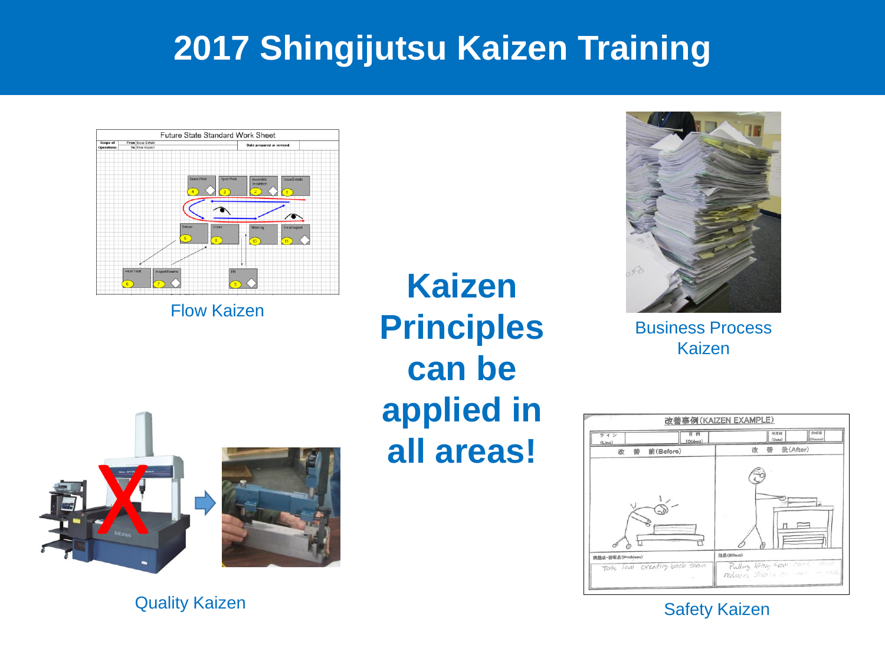# 2017 Shingijutsu Kaizen Training

Flow Kaizen

**Kaizen Principles can be applied in all areas!**

Business Process Kaizen

Quality Kaizen

Safety Kaizen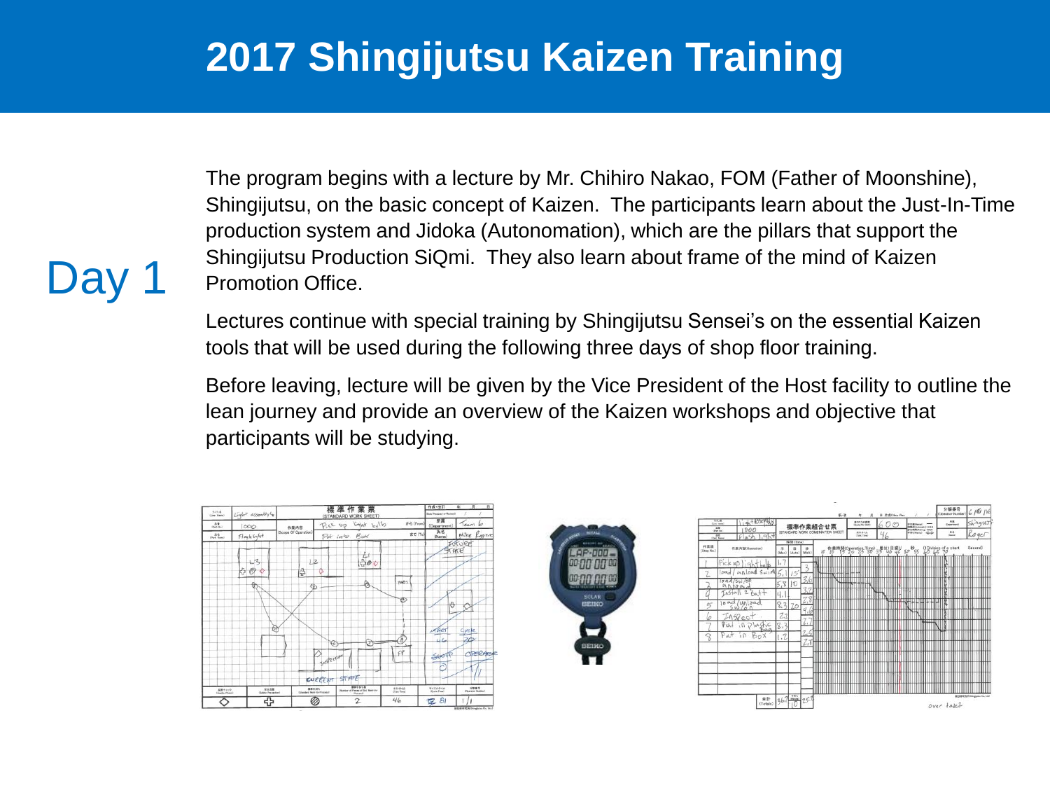# 2017 Shingijutsu Kaizen Training

## Day 1

The program begins with a lecture by Mr. Chihiro Nakao, FOM (Father of Moonshine), Shingijutsu, on the basic concept of Kaizen. The participants learn about the Just-In-Time production system and Jidoka (Autonomation), which are the pillars that support the Shingijutsu Production SiQmi. They also learn about frame of the mind of Kaizen Promotion Office.

Lectures continue with special training by Shingijutsu Sensei's on the essential Kaizen tools that will be used during the following three days of shop floor training.

Before leaving, lecture will be given by the Vice President of the Host facility to outline the lean journey and provide an overview of the Kaizen workshops and objective that participants will be studying.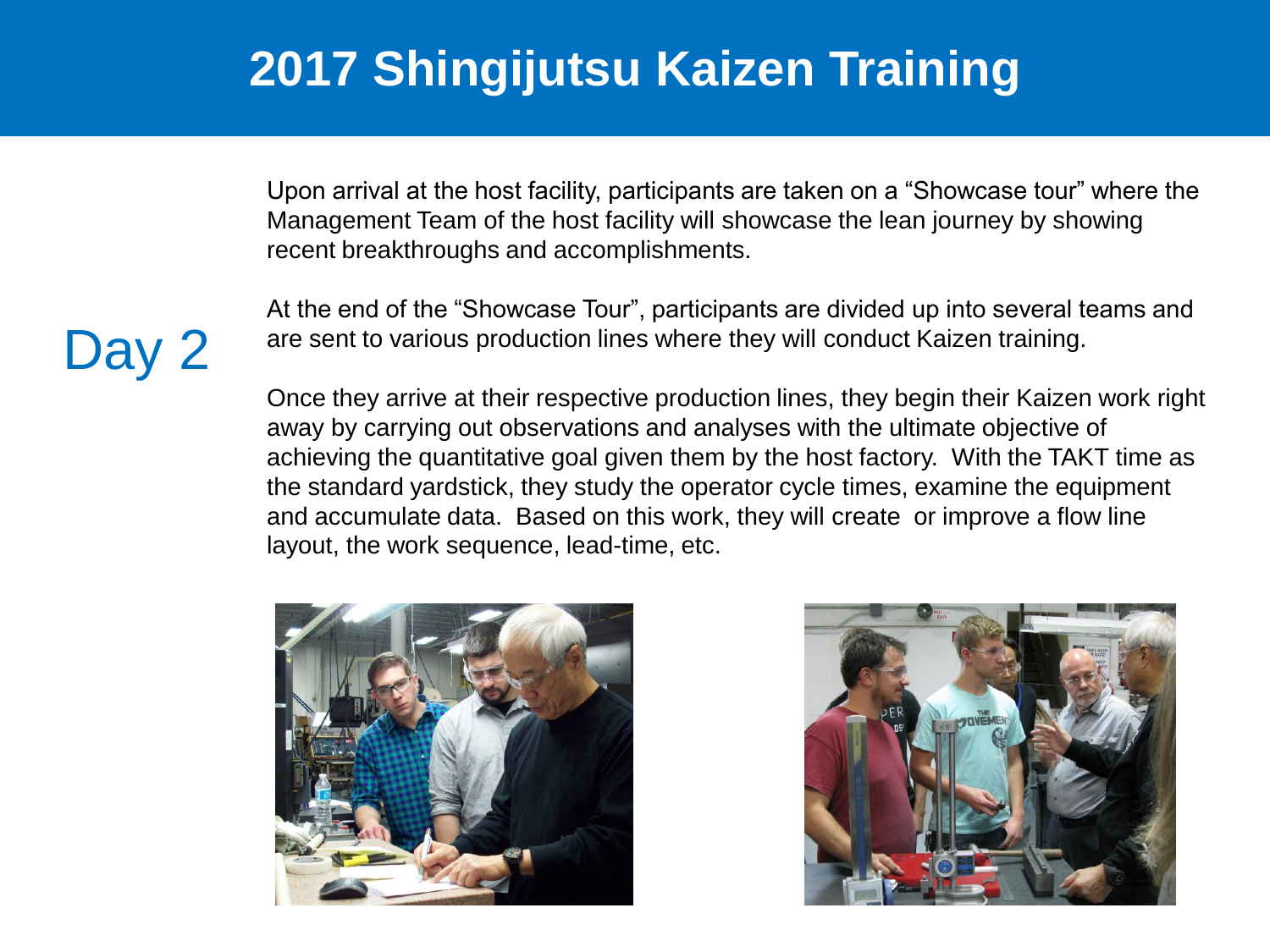# 2017 Shingijutsu Kaizen Training

## Day 2

Upon arrival at the host facility, participants are taken on a "Showcase tour" where the Management Team of the host facility will showcase the lean journey by showing recent breakthroughs and accomplishments.

At the end of the "Showcase Tour", participants are divided up into several teams and are sent to various production lines where they will conduct Kaizen training.

Once they arrive at their respective production lines, they begin their Kaizen work right away by carrying out observations and analyses with the ultimate objective of achieving the quantitative goal given them by the host factory. With the TAKT time as the standard yardstick, they study the operator cycle times, examine the equipment and accumulate data. Based on this work, they will create or improve a flow line layout, the work sequence, lead-time, etc.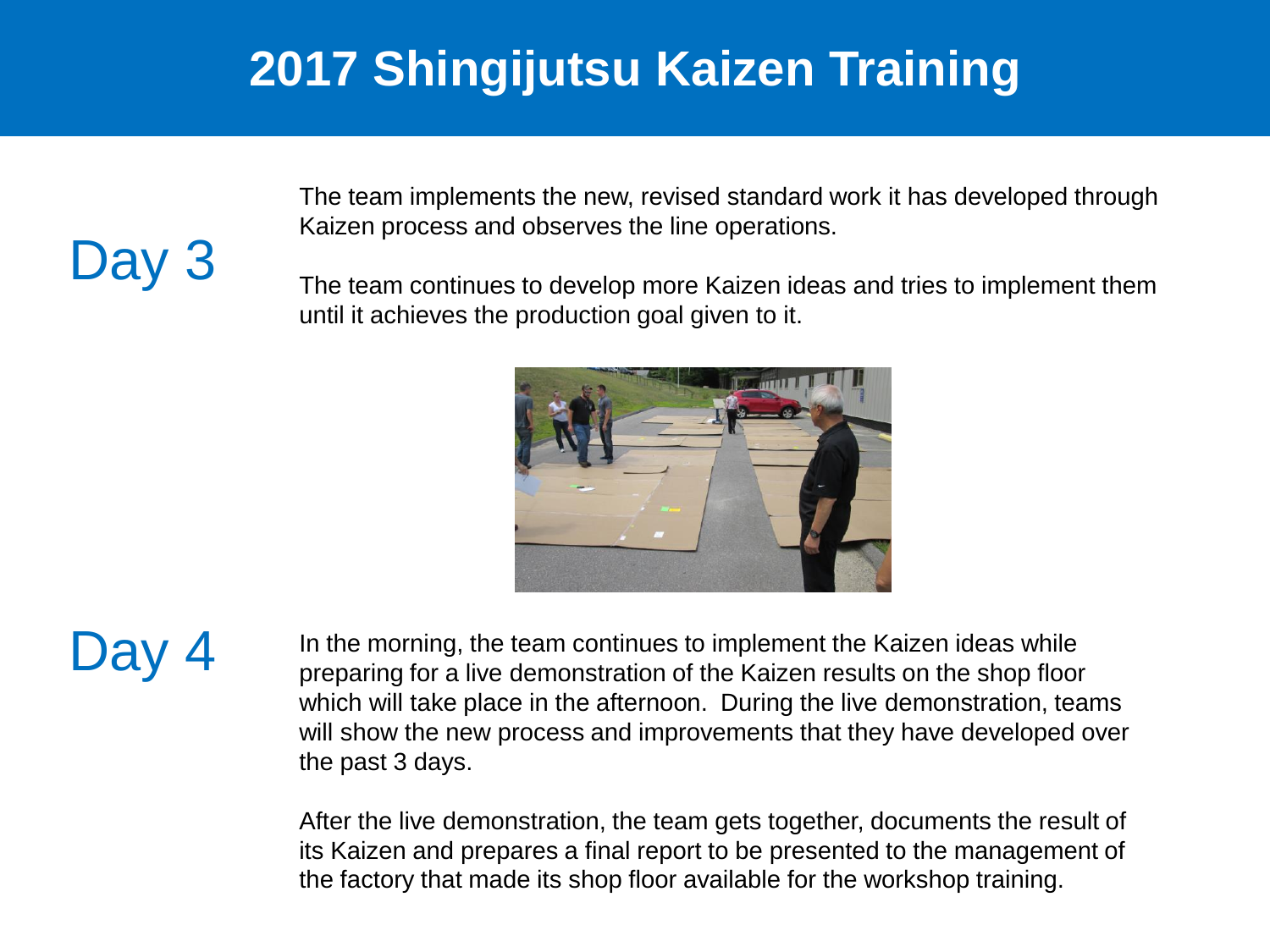# 2017 Shingijutsu Kaizen Training

## Day 3

The team implements the new, revised standard work it has developed through Kaizen process and observes the line operations.

The team continues to develop more Kaizen ideas and tries to implement them until it achieves the production goal given to it.

## Day 4

In the morning, the team continues to implement the Kaizen ideas while preparing for a live demonstration of the Kaizen results on the shop floor which will take place in the afternoon. During the live demonstration, teams will show the new process and improvements that they have developed over the past 3 days.

After the live demonstration, the team gets together, documents the result of its Kaizen and prepares a final report to be presented to the management of the factory that made its shop floor available for the workshop training.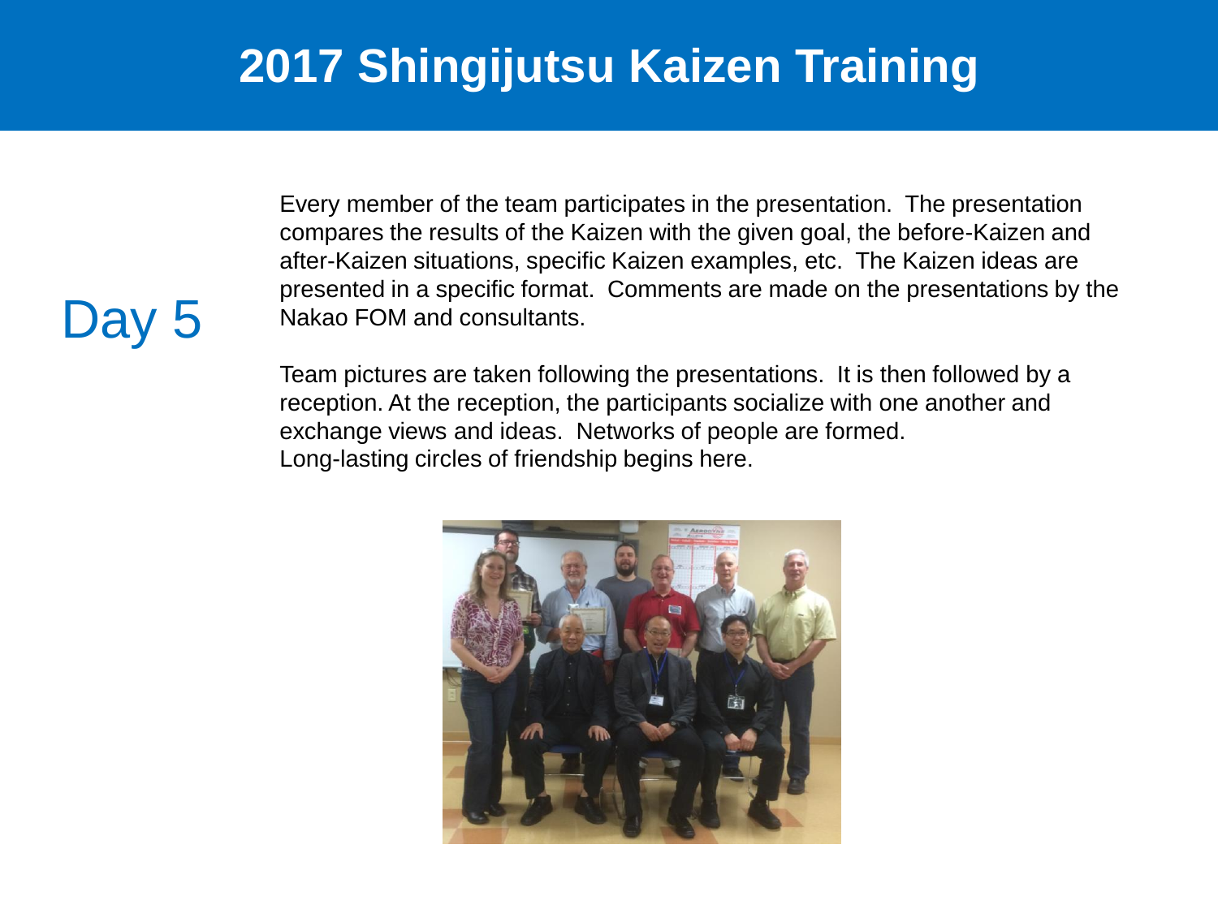# 2017 Shingijutsu Kaizen Training

## Day 5

Every member of the team participates in the presentation. The presentation compares the results of the Kaizen with the given goal, the before-Kaizen and after-Kaizen situations, specific Kaizen examples, etc. The Kaizen ideas are presented in a specific format. Comments are made on the presentations by the Nakao FOM and consultants.

Team pictures are taken following the presentations. It is then followed by a reception. At the reception, the participants socialize with one another and exchange views and ideas. Networks of people are formed.
Long-lasting circles of friendship begins here.